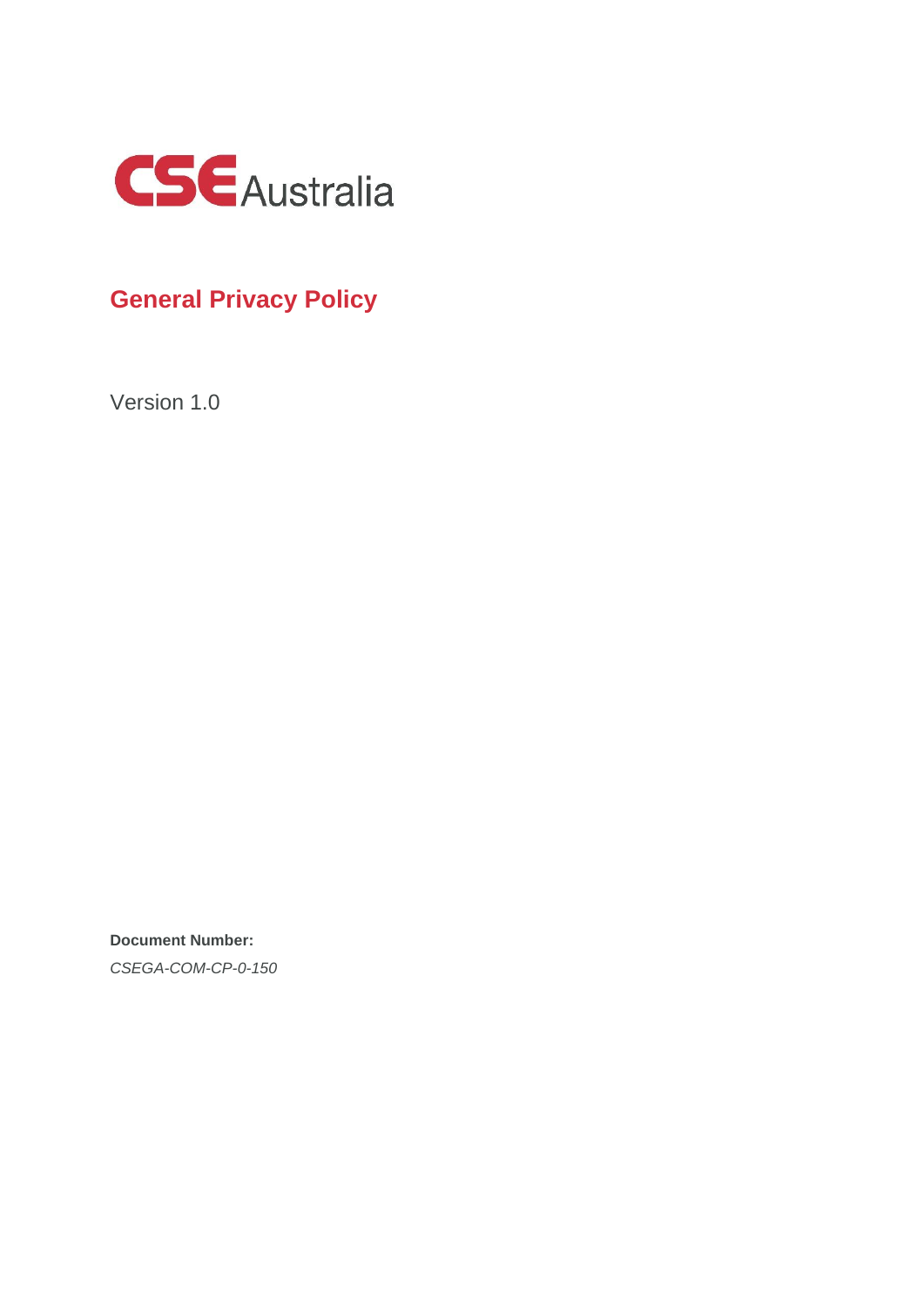CSE Australia

# General Privacy Policy

Version 1.0

**Document Number:**

*CSEGA-COM-CP-0-150*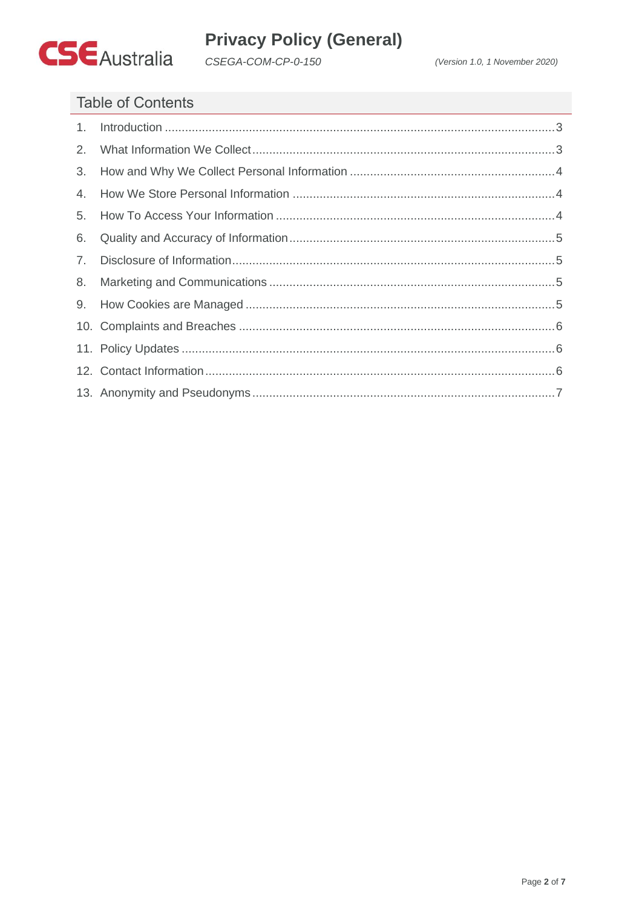## Table of Contents

1. Introduction .......... 3
2. What Information We Collect .......... 3
3. How and Why We Collect Personal Information .......... 4
4. How We Store Personal Information .......... 4
5. How To Access Your Information .......... 4
6. Quality and Accuracy of Information .......... 5
7. Disclosure of Information .......... 5
8. Marketing and Communications .......... 5
9. How Cookies are Managed .......... 5
10. Complaints and Breaches .......... 6
11. Policy Updates .......... 6
12. Contact Information .......... 6
13. Anonymity and Pseudonyms .......... 7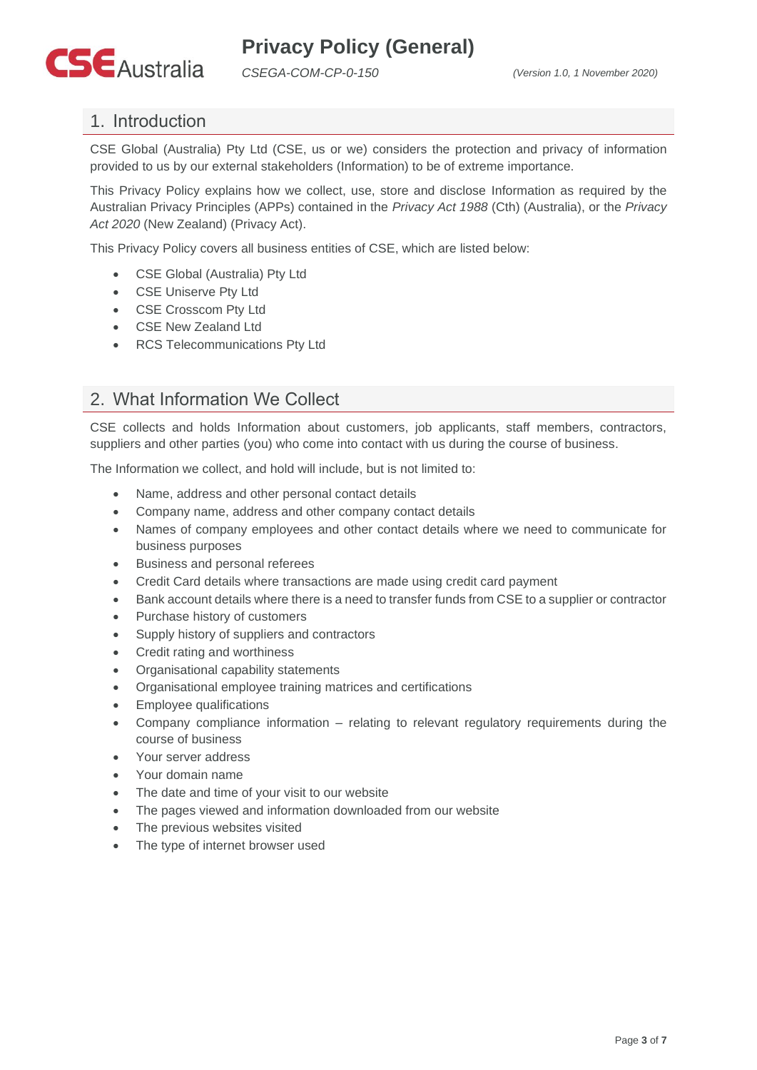## 1. Introduction

CSE Global (Australia) Pty Ltd (CSE, us or we) considers the protection and privacy of information provided to us by our external stakeholders (Information) to be of extreme importance.

This Privacy Policy explains how we collect, use, store and disclose Information as required by the Australian Privacy Principles (APPs) contained in the *Privacy Act 1988* (Cth) (Australia), or the *Privacy Act 2020* (New Zealand) (Privacy Act).

This Privacy Policy covers all business entities of CSE, which are listed below:

- CSE Global (Australia) Pty Ltd
- CSE Uniserve Pty Ltd
- CSE Crosscom Pty Ltd
- CSE New Zealand Ltd
- RCS Telecommunications Pty Ltd

## 2. What Information We Collect

CSE collects and holds Information about customers, job applicants, staff members, contractors, suppliers and other parties (you) who come into contact with us during the course of business.

The Information we collect, and hold will include, but is not limited to:

- Name, address and other personal contact details
- Company name, address and other company contact details
- Names of company employees and other contact details where we need to communicate for business purposes
- Business and personal referees
- Credit Card details where transactions are made using credit card payment
- Bank account details where there is a need to transfer funds from CSE to a supplier or contractor
- Purchase history of customers
- Supply history of suppliers and contractors
- Credit rating and worthiness
- Organisational capability statements
- Organisational employee training matrices and certifications
- Employee qualifications
- Company compliance information – relating to relevant regulatory requirements during the course of business
- Your server address
- Your domain name
- The date and time of your visit to our website
- The pages viewed and information downloaded from our website
- The previous websites visited
- The type of internet browser used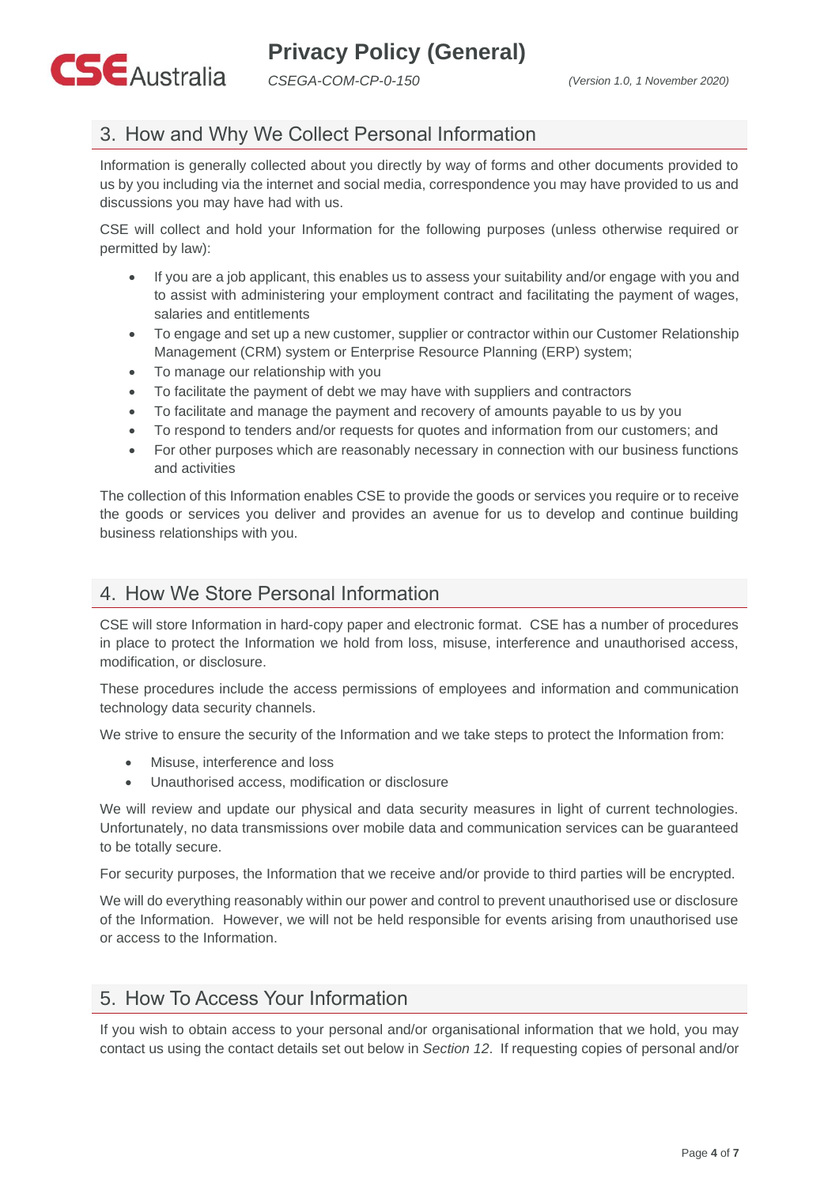## 3. How and Why We Collect Personal Information

Information is generally collected about you directly by way of forms and other documents provided to us by you including via the internet and social media, correspondence you may have provided to us and discussions you may have had with us.

CSE will collect and hold your Information for the following purposes (unless otherwise required or permitted by law):

- If you are a job applicant, this enables us to assess your suitability and/or engage with you and to assist with administering your employment contract and facilitating the payment of wages, salaries and entitlements
- To engage and set up a new customer, supplier or contractor within our Customer Relationship Management (CRM) system or Enterprise Resource Planning (ERP) system;
- To manage our relationship with you
- To facilitate the payment of debt we may have with suppliers and contractors
- To facilitate and manage the payment and recovery of amounts payable to us by you
- To respond to tenders and/or requests for quotes and information from our customers; and
- For other purposes which are reasonably necessary in connection with our business functions and activities

The collection of this Information enables CSE to provide the goods or services you require or to receive the goods or services you deliver and provides an avenue for us to develop and continue building business relationships with you.

## 4. How We Store Personal Information

CSE will store Information in hard-copy paper and electronic format. CSE has a number of procedures in place to protect the Information we hold from loss, misuse, interference and unauthorised access, modification, or disclosure.

These procedures include the access permissions of employees and information and communication technology data security channels.

We strive to ensure the security of the Information and we take steps to protect the Information from:

- Misuse, interference and loss
- Unauthorised access, modification or disclosure

We will review and update our physical and data security measures in light of current technologies. Unfortunately, no data transmissions over mobile data and communication services can be guaranteed to be totally secure.

For security purposes, the Information that we receive and/or provide to third parties will be encrypted.

We will do everything reasonably within our power and control to prevent unauthorised use or disclosure of the Information. However, we will not be held responsible for events arising from unauthorised use or access to the Information.

## 5. How To Access Your Information

If you wish to obtain access to your personal and/or organisational information that we hold, you may contact us using the contact details set out below in *Section 12*. If requesting copies of personal and/or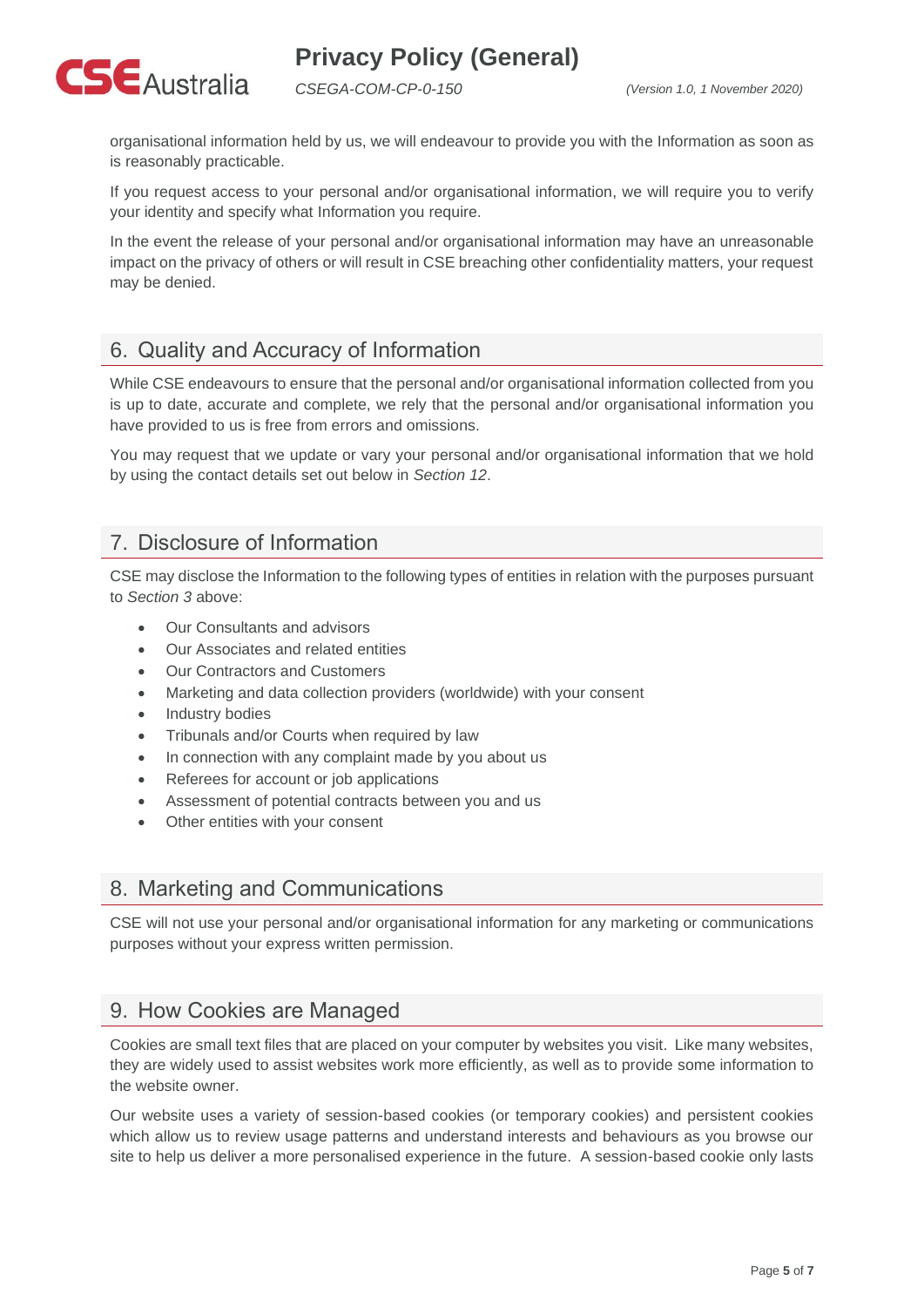organisational information held by us, we will endeavour to provide you with the Information as soon as is reasonably practicable.

If you request access to your personal and/or organisational information, we will require you to verify your identity and specify what Information you require.

In the event the release of your personal and/or organisational information may have an unreasonable impact on the privacy of others or will result in CSE breaching other confidentiality matters, your request may be denied.

## 6. Quality and Accuracy of Information

While CSE endeavours to ensure that the personal and/or organisational information collected from you is up to date, accurate and complete, we rely that the personal and/or organisational information you have provided to us is free from errors and omissions.

You may request that we update or vary your personal and/or organisational information that we hold by using the contact details set out below in *Section 12*.

## 7. Disclosure of Information

CSE may disclose the Information to the following types of entities in relation with the purposes pursuant to *Section 3* above:

- Our Consultants and advisors
- Our Associates and related entities
- Our Contractors and Customers
- Marketing and data collection providers (worldwide) with your consent
- Industry bodies
- Tribunals and/or Courts when required by law
- In connection with any complaint made by you about us
- Referees for account or job applications
- Assessment of potential contracts between you and us
- Other entities with your consent

## 8. Marketing and Communications

CSE will not use your personal and/or organisational information for any marketing or communications purposes without your express written permission.

## 9. How Cookies are Managed

Cookies are small text files that are placed on your computer by websites you visit. Like many websites, they are widely used to assist websites work more efficiently, as well as to provide some information to the website owner.

Our website uses a variety of session-based cookies (or temporary cookies) and persistent cookies which allow us to review usage patterns and understand interests and behaviours as you browse our site to help us deliver a more personalised experience in the future. A session-based cookie only lasts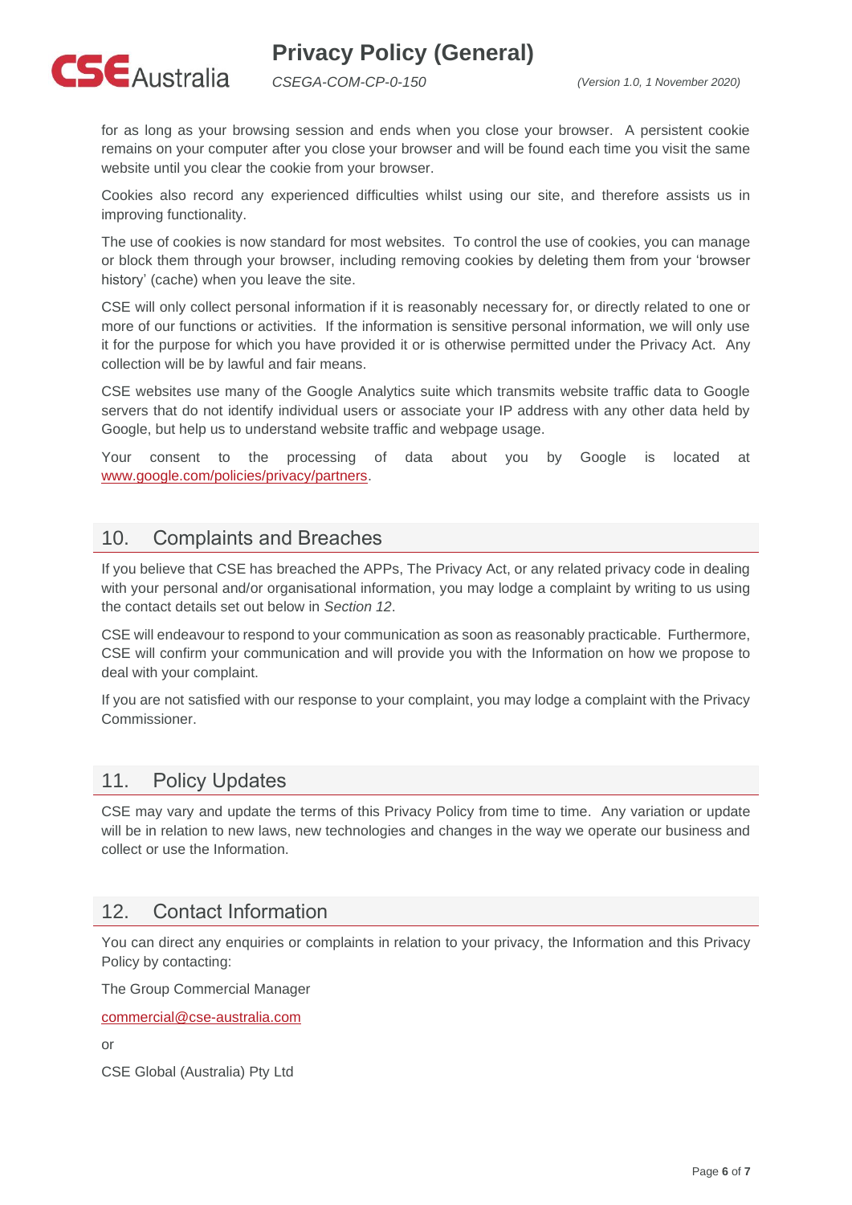for as long as your browsing session and ends when you close your browser. A persistent cookie remains on your computer after you close your browser and will be found each time you visit the same website until you clear the cookie from your browser.

Cookies also record any experienced difficulties whilst using our site, and therefore assists us in improving functionality.

The use of cookies is now standard for most websites. To control the use of cookies, you can manage or block them through your browser, including removing cookies by deleting them from your 'browser history' (cache) when you leave the site.

CSE will only collect personal information if it is reasonably necessary for, or directly related to one or more of our functions or activities. If the information is sensitive personal information, we will only use it for the purpose for which you have provided it or is otherwise permitted under the Privacy Act. Any collection will be by lawful and fair means.

CSE websites use many of the Google Analytics suite which transmits website traffic data to Google servers that do not identify individual users or associate your IP address with any other data held by Google, but help us to understand website traffic and webpage usage.

Your consent to the processing of data about you by Google is located at [www.google.com/policies/privacy/partners](http://www.google.com/policies/privacy/partners).

## 10. Complaints and Breaches

If you believe that CSE has breached the APPs, The Privacy Act, or any related privacy code in dealing with your personal and/or organisational information, you may lodge a complaint by writing to us using the contact details set out below in *Section 12*.

CSE will endeavour to respond to your communication as soon as reasonably practicable. Furthermore, CSE will confirm your communication and will provide you with the Information on how we propose to deal with your complaint.

If you are not satisfied with our response to your complaint, you may lodge a complaint with the Privacy Commissioner.

## 11. Policy Updates

CSE may vary and update the terms of this Privacy Policy from time to time. Any variation or update will be in relation to new laws, new technologies and changes in the way we operate our business and collect or use the Information.

## 12. Contact Information

You can direct any enquiries or complaints in relation to your privacy, the Information and this Privacy Policy by contacting:

The Group Commercial Manager

[commercial@cse-australia.com](mailto:commercial@cse-australia.com)

or

CSE Global (Australia) Pty Ltd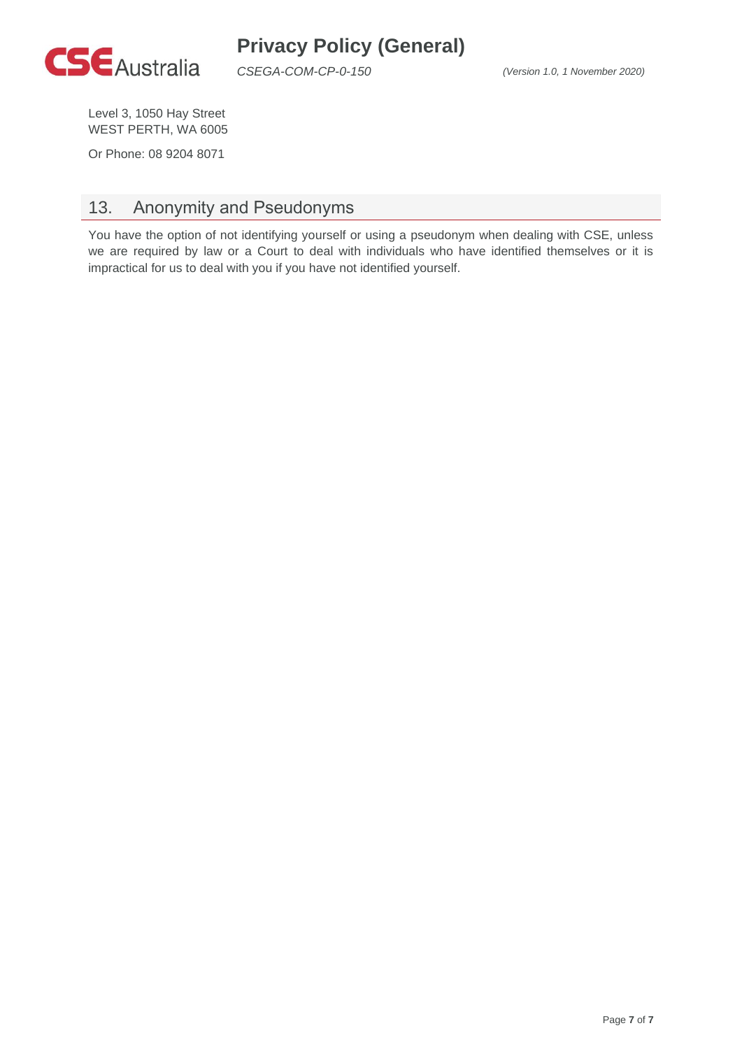Level 3, 1050 Hay Street
WEST PERTH, WA 6005

Or Phone: 08 9204 8071

## 13. Anonymity and Pseudonyms

You have the option of not identifying yourself or using a pseudonym when dealing with CSE, unless we are required by law or a Court to deal with individuals who have identified themselves or it is impractical for us to deal with you if you have not identified yourself.